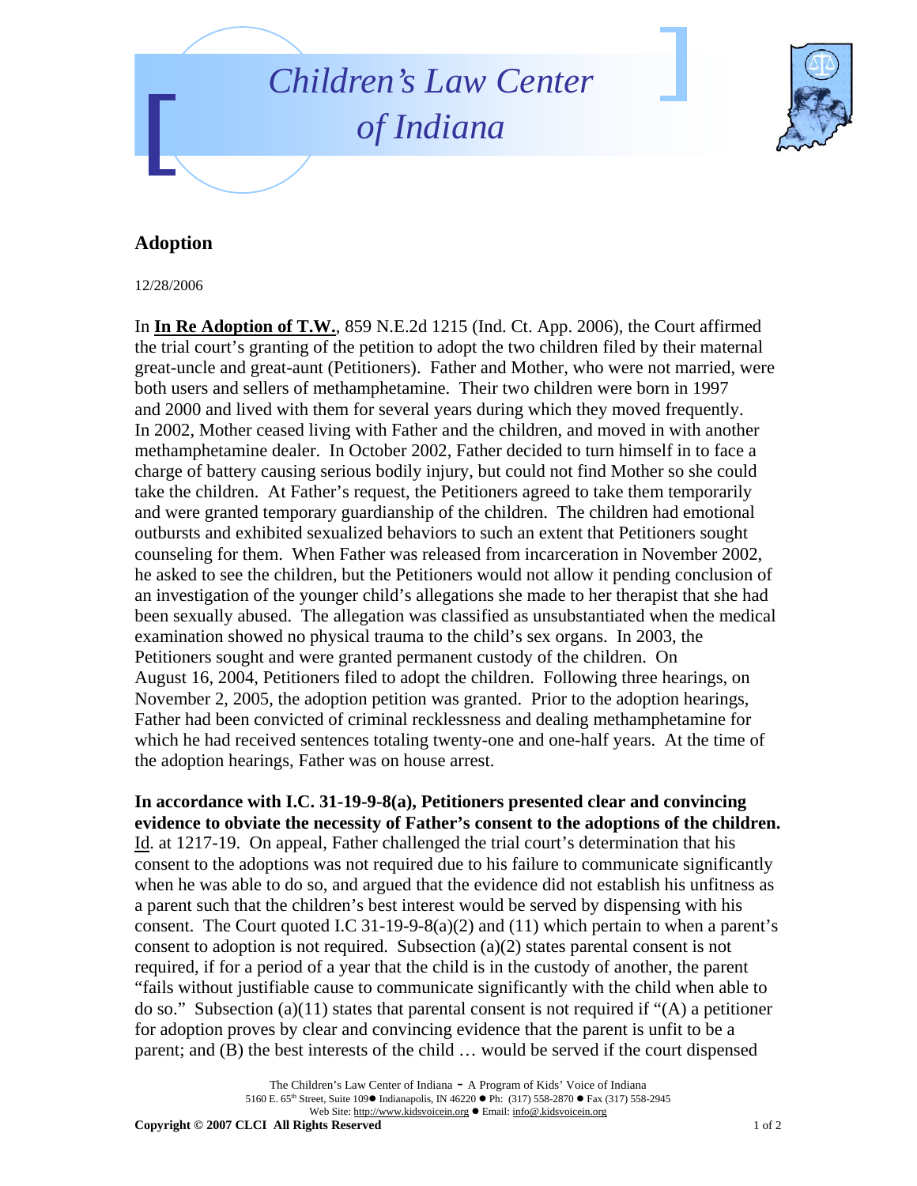# Children's Law Center of Indiana

## Adoption

12/28/2006

In **In Re Adoption of T.W.**, 859 N.E.2d 1215 (Ind. Ct. App. 2006), the Court affirmed the trial court's granting of the petition to adopt the two children filed by their maternal great-uncle and great-aunt (Petitioners). Father and Mother, who were not married, were both users and sellers of methamphetamine. Their two children were born in 1997 and 2000 and lived with them for several years during which they moved frequently. In 2002, Mother ceased living with Father and the children, and moved in with another methamphetamine dealer. In October 2002, Father decided to turn himself in to face a charge of battery causing serious bodily injury, but could not find Mother so she could take the children. At Father's request, the Petitioners agreed to take them temporarily and were granted temporary guardianship of the children. The children had emotional outbursts and exhibited sexualized behaviors to such an extent that Petitioners sought counseling for them. When Father was released from incarceration in November 2002, he asked to see the children, but the Petitioners would not allow it pending conclusion of an investigation of the younger child's allegations she made to her therapist that she had been sexually abused. The allegation was classified as unsubstantiated when the medical examination showed no physical trauma to the child's sex organs. In 2003, the Petitioners sought and were granted permanent custody of the children. On August 16, 2004, Petitioners filed to adopt the children. Following three hearings, on November 2, 2005, the adoption petition was granted. Prior to the adoption hearings, Father had been convicted of criminal recklessness and dealing methamphetamine for which he had received sentences totaling twenty-one and one-half years. At the time of the adoption hearings, Father was on house arrest.

**In accordance with I.C. 31-19-9-8(a), Petitioners presented clear and convincing evidence to obviate the necessity of Father's consent to the adoptions of the children.** Id. at 1217-19. On appeal, Father challenged the trial court's determination that his consent to the adoptions was not required due to his failure to communicate significantly when he was able to do so, and argued that the evidence did not establish his unfitness as a parent such that the children's best interest would be served by dispensing with his consent. The Court quoted I.C 31-19-9-8(a)(2) and (11) which pertain to when a parent's consent to adoption is not required. Subsection (a)(2) states parental consent is not required, if for a period of a year that the child is in the custody of another, the parent "fails without justifiable cause to communicate significantly with the child when able to do so." Subsection (a)(11) states that parental consent is not required if "(A) a petitioner for adoption proves by clear and convincing evidence that the parent is unfit to be a parent; and (B) the best interests of the child … would be served if the court dispensed

The Children's Law Center of Indiana - A Program of Kids' Voice of Indiana
5160 E. 65th Street, Suite 109 ● Indianapolis, IN 46220 ● Ph: (317) 558-2870 ● Fax (317) 558-2945
Web Site: http://www.kidsvoicein.org ● Email: info@.kidsvoicein.org
**Copyright © 2007 CLCI All Rights Reserved**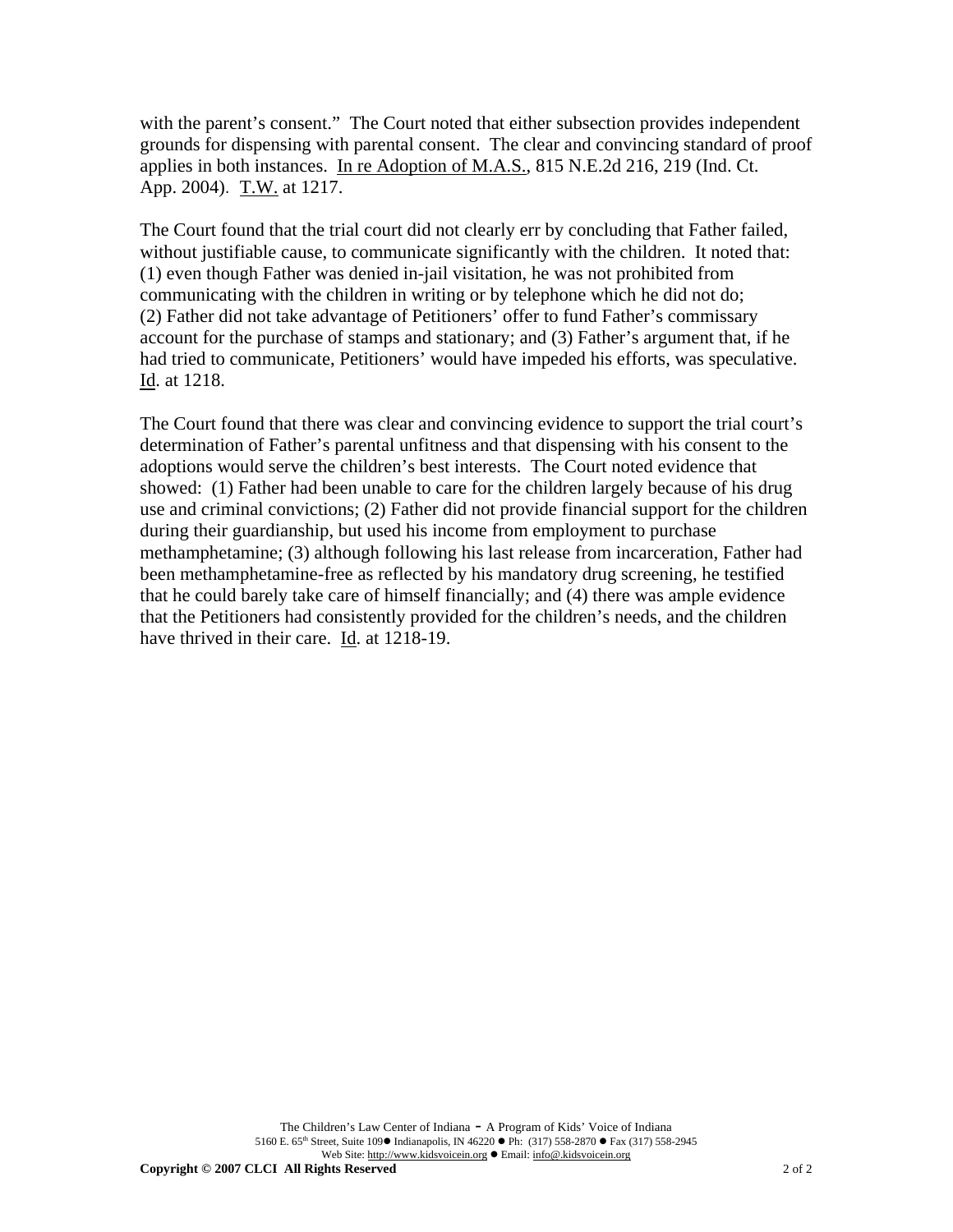with the parent's consent." The Court noted that either subsection provides independent grounds for dispensing with parental consent. The clear and convincing standard of proof applies in both instances. In re Adoption of M.A.S., 815 N.E.2d 216, 219 (Ind. Ct. App. 2004). T.W. at 1217.

The Court found that the trial court did not clearly err by concluding that Father failed, without justifiable cause, to communicate significantly with the children. It noted that: (1) even though Father was denied in-jail visitation, he was not prohibited from communicating with the children in writing or by telephone which he did not do; (2) Father did not take advantage of Petitioners' offer to fund Father's commissary account for the purchase of stamps and stationary; and (3) Father's argument that, if he had tried to communicate, Petitioners' would have impeded his efforts, was speculative. Id. at 1218.

The Court found that there was clear and convincing evidence to support the trial court's determination of Father's parental unfitness and that dispensing with his consent to the adoptions would serve the children's best interests. The Court noted evidence that showed: (1) Father had been unable to care for the children largely because of his drug use and criminal convictions; (2) Father did not provide financial support for the children during their guardianship, but used his income from employment to purchase methamphetamine; (3) although following his last release from incarceration, Father had been methamphetamine-free as reflected by his mandatory drug screening, he testified that he could barely take care of himself financially; and (4) there was ample evidence that the Petitioners had consistently provided for the children's needs, and the children have thrived in their care. Id. at 1218-19.